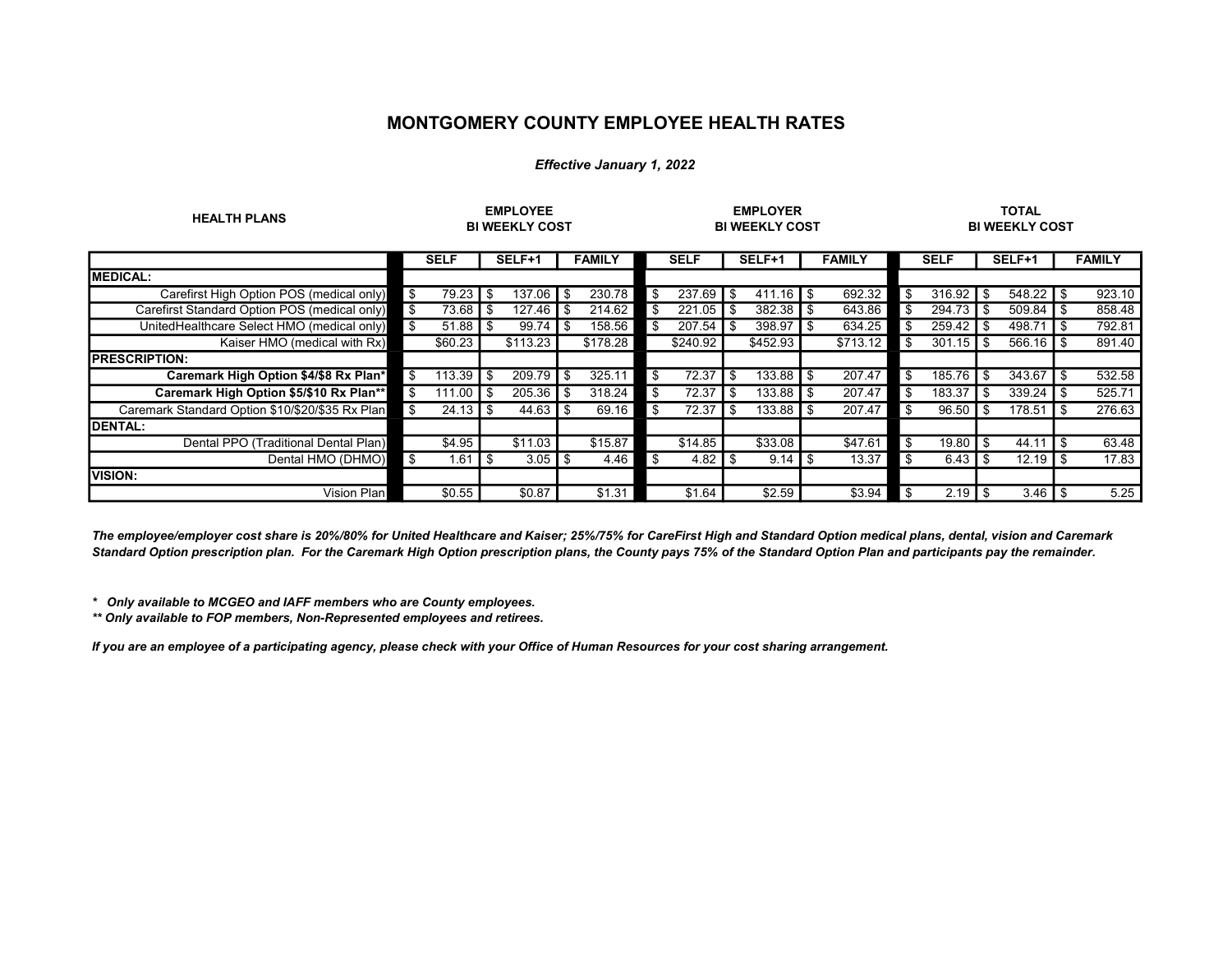# MONTGOMERY COUNTY EMPLOYEE HEALTH RATES

*Effective January 1, 2022*

| HEALTH PLANS | EMPLOYEE BI WEEKLY COST | | | EMPLOYER BI WEEKLY COST | | | TOTAL BI WEEKLY COST | | |
|---|---|---|---|---|---|---|---|---|---|
| | SELF | SELF+1 | FAMILY | SELF | SELF+1 | FAMILY | SELF | SELF+1 | FAMILY |
| **MEDICAL:** | | | | | | | | | |
| Carefirst High Option POS (medical only) | $ 79.23 | $ 137.06 | $ 230.78 | $ 237.69 | $ 411.16 | $ 692.32 | $ 316.92 | $ 548.22 | $ 923.10 |
| Carefirst Standard Option POS (medical only) | $ 73.68 | $ 127.46 | $ 214.62 | $ 221.05 | $ 382.38 | $ 643.86 | $ 294.73 | $ 509.84 | $ 858.48 |
| UnitedHealthcare Select HMO (medical only) | $ 51.88 | $ 99.74 | $ 158.56 | $ 207.54 | $ 398.97 | $ 634.25 | $ 259.42 | $ 498.71 | $ 792.81 |
| Kaiser HMO (medical with Rx) | $60.23 | $113.23 | $178.28 | $240.92 | $452.93 | $713.12 | $ 301.15 | $ 566.16 | $ 891.40 |
| **PRESCRIPTION:** | | | | | | | | | |
| **Caremark High Option $4/$8 Rx Plan*** | $ 113.39 | $ 209.79 | $ 325.11 | $ 72.37 | $ 133.88 | $ 207.47 | $ 185.76 | $ 343.67 | $ 532.58 |
| **Caremark High Option $5/$10 Rx Plan**** | $ 111.00 | $ 205.36 | $ 318.24 | $ 72.37 | $ 133.88 | $ 207.47 | $ 183.37 | $ 339.24 | $ 525.71 |
| Caremark Standard Option $10/$20/$35 Rx Plan | $ 24.13 | $ 44.63 | $ 69.16 | $ 72.37 | $ 133.88 | $ 207.47 | $ 96.50 | $ 178.51 | $ 276.63 |
| **DENTAL:** | | | | | | | | | |
| Dental PPO (Traditional Dental Plan) | $4.95 | $11.03 | $15.87 | $14.85 | $33.08 | $47.61 | $ 19.80 | $ 44.11 | $ 63.48 |
| Dental HMO (DHMO) | $ 1.61 | $ 3.05 | $ 4.46 | $ 4.82 | $ 9.14 | $ 13.37 | $ 6.43 | $ 12.19 | $ 17.83 |
| **VISION:** | | | | | | | | | |
| Vision Plan | $0.55 | $0.87 | $1.31 | $1.64 | $2.59 | $3.94 | $ 2.19 | $ 3.46 | $ 5.25 |

***The employee/employer cost share is 20%/80% for United Healthcare and Kaiser; 25%/75% for CareFirst High and Standard Option medical plans, dental, vision and Caremark Standard Option prescription plan. For the Caremark High Option prescription plans, the County pays 75% of the Standard Option Plan and participants pay the remainder.***

***\* Only available to MCGEO and IAFF members who are County employees.***
***\*\* Only available to FOP members, Non-Represented employees and retirees.***

***If you are an employee of a participating agency, please check with your Office of Human Resources for your cost sharing arrangement.***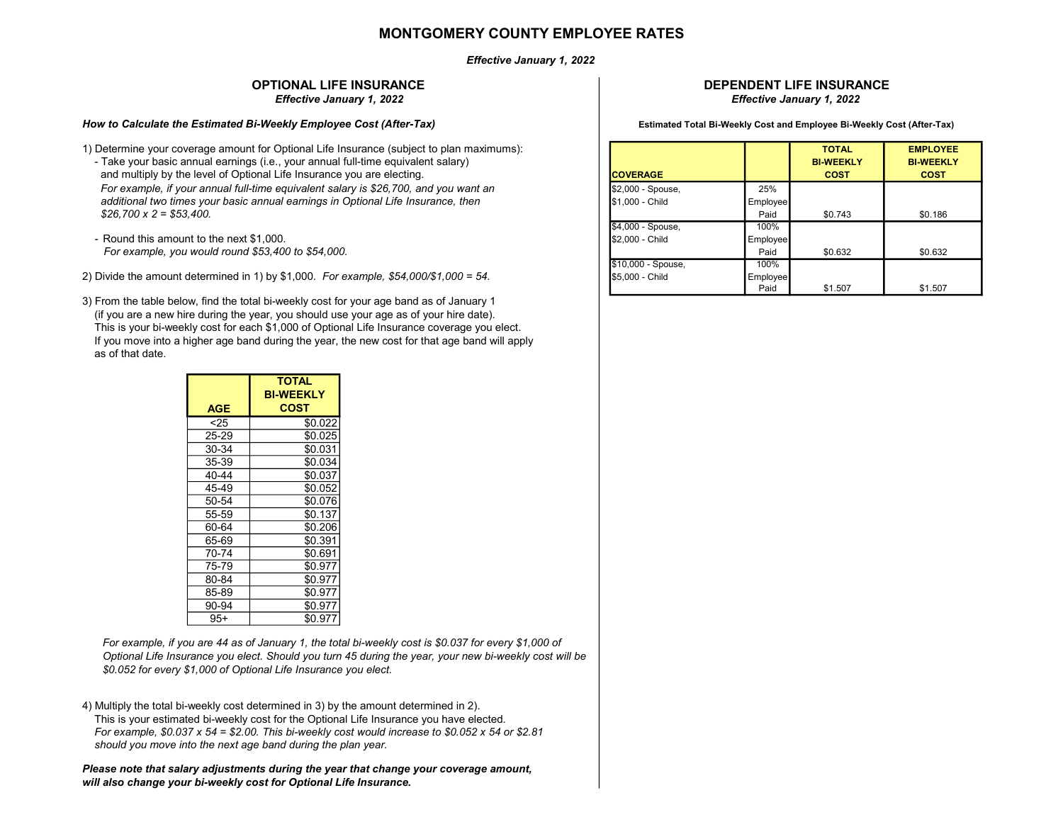# MONTGOMERY COUNTY EMPLOYEE RATES

*Effective January 1, 2022*

## OPTIONAL LIFE INSURANCE

*Effective January 1, 2022*

***How to Calculate the Estimated Bi-Weekly Employee Cost (After-Tax)***

1) Determine your coverage amount for Optional Life Insurance (subject to plan maximums):
   - Take your basic annual earnings (i.e., your annual full-time equivalent salary) and multiply by the level of Optional Life Insurance you are electing.
     *For example, if your annual full-time equivalent salary is $26,700, and you want an additional two times your basic annual earnings in Optional Life Insurance, then $26,700 x 2 = $53,400.*
   - Round this amount to the next $1,000.
     *For example, you would round $53,400 to $54,000.*

2) Divide the amount determined in 1) by $1,000. *For example, $54,000/$1,000 = 54.*

3) From the table below, find the total bi-weekly cost for your age band as of January 1 (if you are a new hire during the year, you should use your age as of your hire date). This is your bi-weekly cost for each $1,000 of Optional Life Insurance coverage you elect. If you move into a higher age band during the year, the new cost for that age band will apply as of that date.

| AGE | TOTAL BI-WEEKLY COST |
|---|---|
| <25 | $0.022 |
| 25-29 | $0.025 |
| 30-34 | $0.031 |
| 35-39 | $0.034 |
| 40-44 | $0.037 |
| 45-49 | $0.052 |
| 50-54 | $0.076 |
| 55-59 | $0.137 |
| 60-64 | $0.206 |
| 65-69 | $0.391 |
| 70-74 | $0.691 |
| 75-79 | $0.977 |
| 80-84 | $0.977 |
| 85-89 | $0.977 |
| 90-94 | $0.977 |
| 95+ | $0.977 |

*For example, if you are 44 as of January 1, the total bi-weekly cost is $0.037 for every $1,000 of Optional Life Insurance you elect. Should you turn 45 during the year, your new bi-weekly cost will be $0.052 for every $1,000 of Optional Life Insurance you elect.*

4) Multiply the total bi-weekly cost determined in 3) by the amount determined in 2). This is your estimated bi-weekly cost for the Optional Life Insurance you have elected.
   *For example, $0.037 x 54 = $2.00. This bi-weekly cost would increase to $0.052 x 54 or $2.81 should you move into the next age band during the plan year.*

***Please note that salary adjustments during the year that change your coverage amount, will also change your bi-weekly cost for Optional Life Insurance.***

## DEPENDENT LIFE INSURANCE

*Effective January 1, 2022*

**Estimated Total Bi-Weekly Cost and Employee Bi-Weekly Cost (After-Tax)**

| COVERAGE | | TOTAL BI-WEEKLY COST | EMPLOYEE BI-WEEKLY COST |
|---|---|---|---|
| $2,000 - Spouse, $1,000 - Child | 25% Employee Paid | $0.743 | $0.186 |
| $4,000 - Spouse, $2,000 - Child | 100% Employee Paid | $0.632 | $0.632 |
| $10,000 - Spouse, $5,000 - Child | 100% Employee Paid | $1.507 | $1.507 |